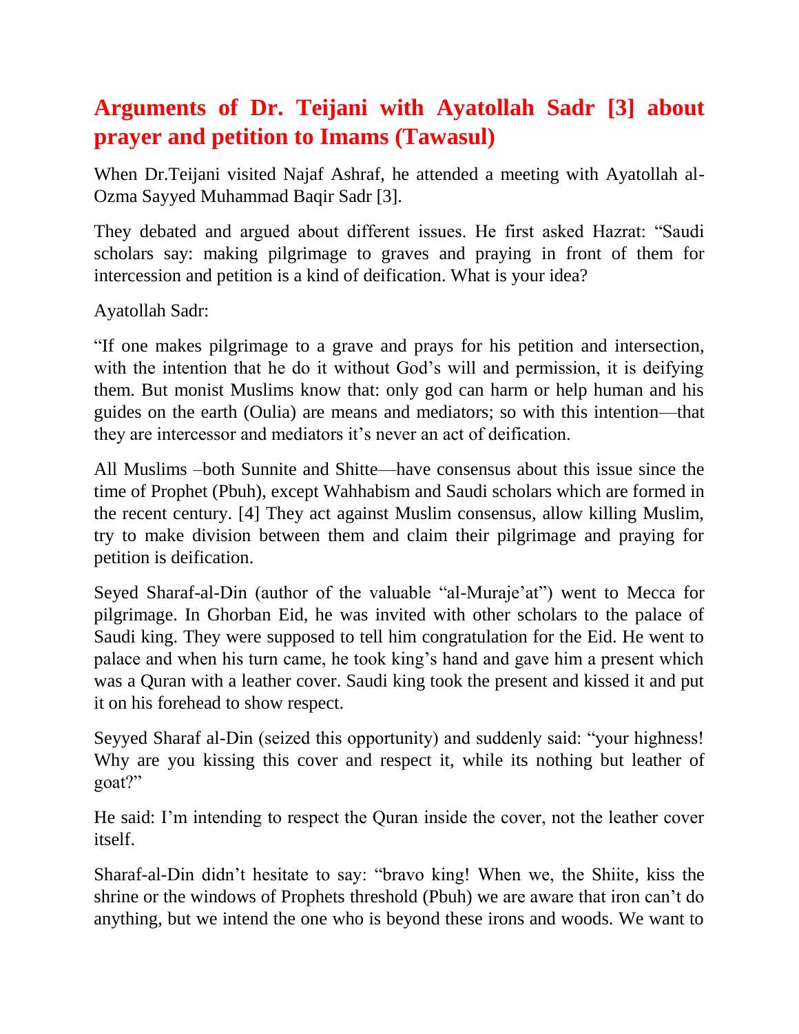# Arguments of Dr. Teijani with Ayatollah Sadr [3] about prayer and petition to Imams (Tawasul)

When Dr.Teijani visited Najaf Ashraf, he attended a meeting with Ayatollah al-Ozma Sayyed Muhammad Baqir Sadr [3].

They debated and argued about different issues. He first asked Hazrat: "Saudi scholars say: making pilgrimage to graves and praying in front of them for intercession and petition is a kind of deification. What is your idea?

Ayatollah Sadr:

"If one makes pilgrimage to a grave and prays for his petition and intersection, with the intention that he do it without God's will and permission, it is deifying them. But monist Muslims know that: only god can harm or help human and his guides on the earth (Oulia) are means and mediators; so with this intention—that they are intercessor and mediators it's never an act of deification.

All Muslims –both Sunnite and Shitte—have consensus about this issue since the time of Prophet (Pbuh), except Wahhabism and Saudi scholars which are formed in the recent century. [4] They act against Muslim consensus, allow killing Muslim, try to make division between them and claim their pilgrimage and praying for petition is deification.

Seyed Sharaf-al-Din (author of the valuable "al-Muraje'at") went to Mecca for pilgrimage. In Ghorban Eid, he was invited with other scholars to the palace of Saudi king. They were supposed to tell him congratulation for the Eid. He went to palace and when his turn came, he took king's hand and gave him a present which was a Quran with a leather cover. Saudi king took the present and kissed it and put it on his forehead to show respect.

Seyyed Sharaf al-Din (seized this opportunity) and suddenly said: "your highness! Why are you kissing this cover and respect it, while its nothing but leather of goat?"

He said: I'm intending to respect the Quran inside the cover, not the leather cover itself.

Sharaf-al-Din didn't hesitate to say: "bravo king! When we, the Shiite, kiss the shrine or the windows of Prophets threshold (Pbuh) we are aware that iron can't do anything, but we intend the one who is beyond these irons and woods. We want to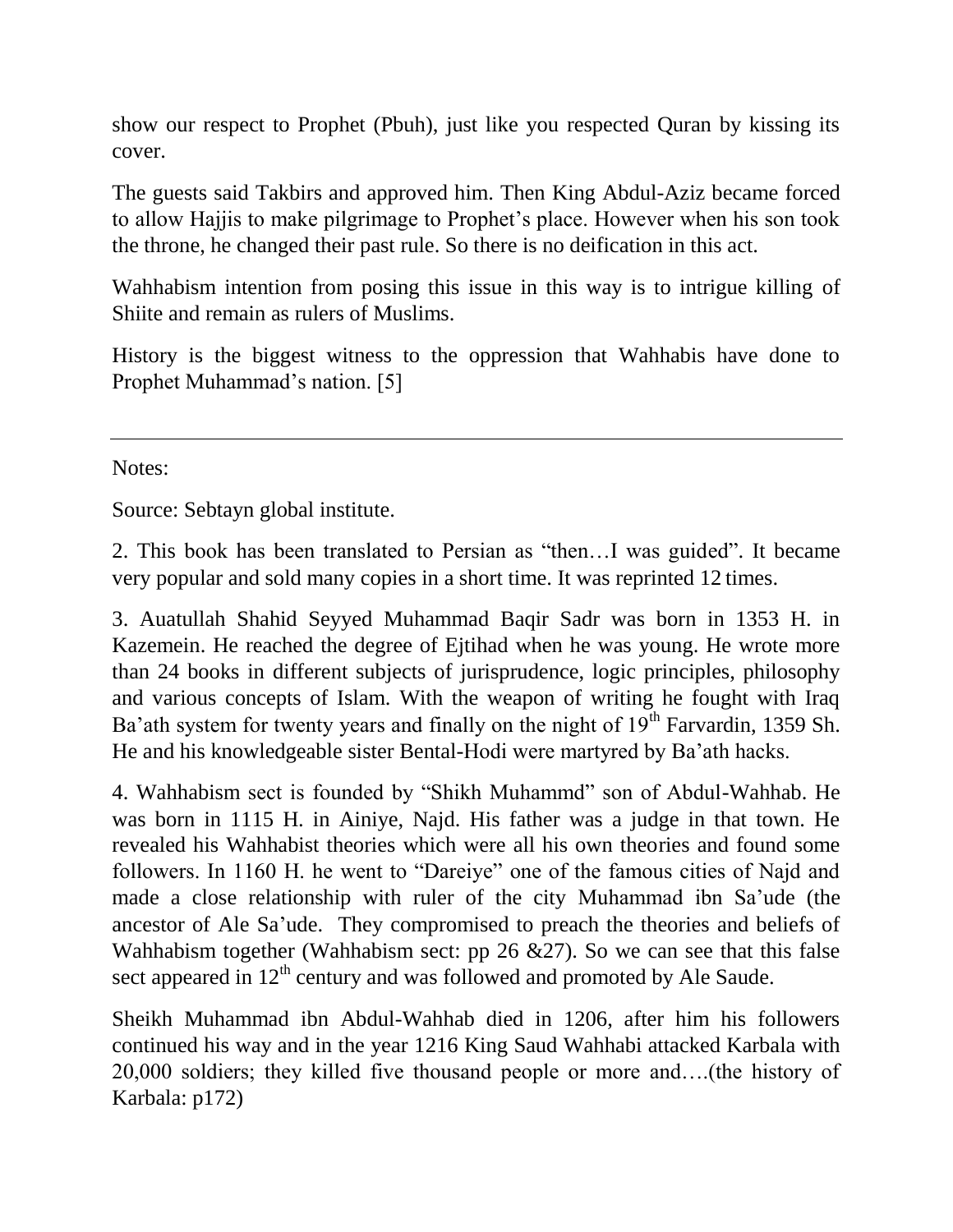show our respect to Prophet (Pbuh), just like you respected Quran by kissing its cover.

The guests said Takbirs and approved him. Then King Abdul-Aziz became forced to allow Hajjis to make pilgrimage to Prophet's place. However when his son took the throne, he changed their past rule. So there is no deification in this act.

Wahhabism intention from posing this issue in this way is to intrigue killing of Shiite and remain as rulers of Muslims.

History is the biggest witness to the oppression that Wahhabis have done to Prophet Muhammad's nation. [5]

---

Notes:

Source: Sebtayn global institute.

2. This book has been translated to Persian as "then…I was guided". It became very popular and sold many copies in a short time. It was reprinted 12 times.

3. Auatullah Shahid Seyyed Muhammad Baqir Sadr was born in 1353 H. in Kazemein. He reached the degree of Ejtihad when he was young. He wrote more than 24 books in different subjects of jurisprudence, logic principles, philosophy and various concepts of Islam. With the weapon of writing he fought with Iraq Ba'ath system for twenty years and finally on the night of 19th Farvardin, 1359 Sh. He and his knowledgeable sister Bental-Hodi were martyred by Ba'ath hacks.

4. Wahhabism sect is founded by "Shikh Muhammd" son of Abdul-Wahhab. He was born in 1115 H. in Ainiye, Najd. His father was a judge in that town. He revealed his Wahhabist theories which were all his own theories and found some followers. In 1160 H. he went to "Dareiye" one of the famous cities of Najd and made a close relationship with ruler of the city Muhammad ibn Sa'ude (the ancestor of Ale Sa'ude. They compromised to preach the theories and beliefs of Wahhabism together (Wahhabism sect: pp 26 &27). So we can see that this false sect appeared in 12th century and was followed and promoted by Ale Saude.

Sheikh Muhammad ibn Abdul-Wahhab died in 1206, after him his followers continued his way and in the year 1216 King Saud Wahhabi attacked Karbala with 20,000 soldiers; they killed five thousand people or more and….(the history of Karbala: p172)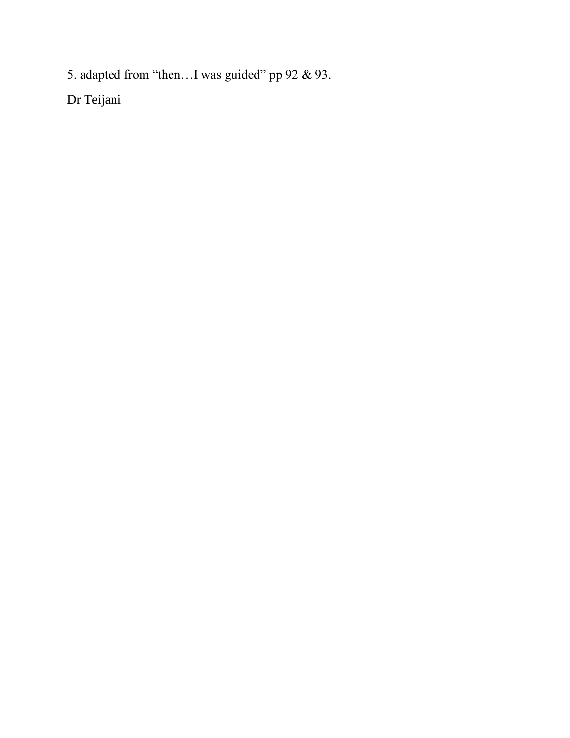5. adapted from “then…I was guided” pp 92 & 93.

Dr Teijani